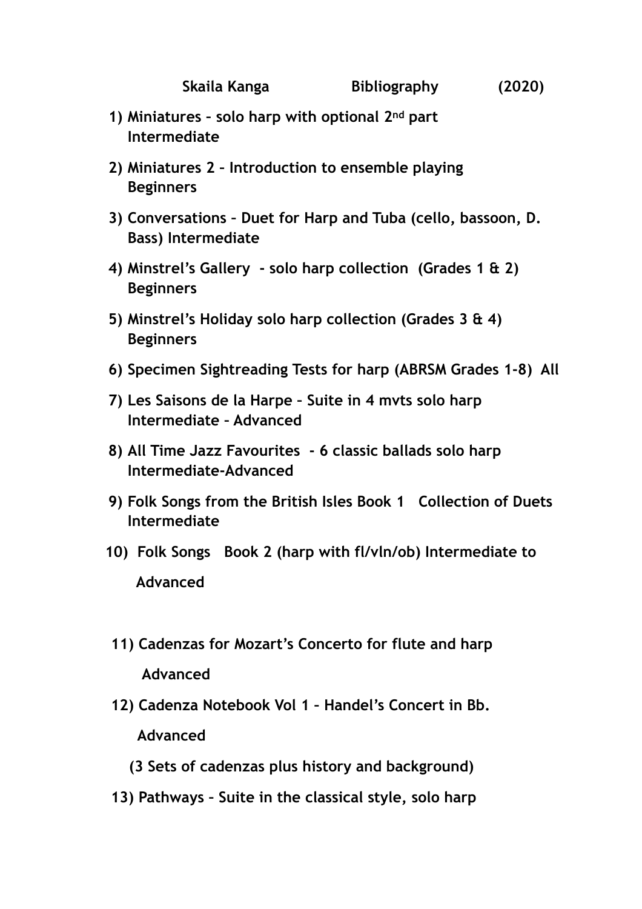**Skaila Kanga Bibliography (2020)**

1) **Miniatures – solo harp with optional 2nd part**
   **Intermediate**
2) **Miniatures 2 – Introduction to ensemble playing**
   **Beginners**
3) **Conversations – Duet for Harp and Tuba (cello, bassoon, D. Bass) Intermediate**
4) **Minstrel's Gallery - solo harp collection (Grades 1 & 2)**
   **Beginners**
5) **Minstrel's Holiday solo harp collection (Grades 3 & 4)**
   **Beginners**
6) **Specimen Sightreading Tests for harp (ABRSM Grades 1-8) All**
7) **Les Saisons de la Harpe – Suite in 4 mvts solo harp**
   **Intermediate – Advanced**
8) **All Time Jazz Favourites - 6 classic ballads solo harp**
   **Intermediate-Advanced**
9) **Folk Songs from the British Isles Book 1 Collection of Duets**
   **Intermediate**
10) **Folk Songs Book 2 (harp with fl/vln/ob) Intermediate to**
    **Advanced**
11) **Cadenzas for Mozart's Concerto for flute and harp**
    **Advanced**
12) **Cadenza Notebook Vol 1 – Handel's Concert in Bb.**
    **Advanced**
    **(3 Sets of cadenzas plus history and background)**
13) **Pathways – Suite in the classical style, solo harp**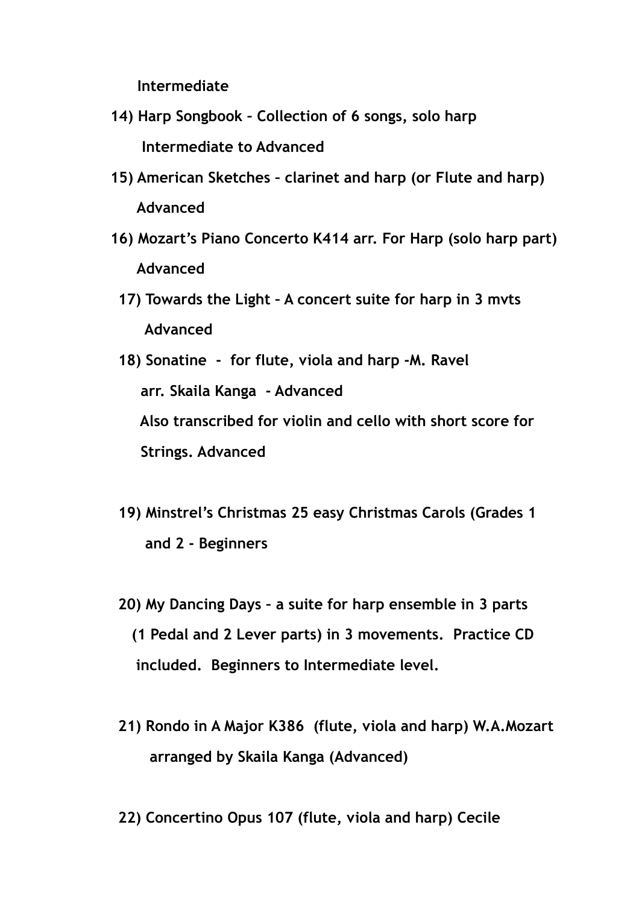**Intermediate**

**14) Harp Songbook – Collection of 6 songs, solo harp**
**Intermediate to Advanced**

**15) American Sketches – clarinet and harp (or Flute and harp)**
**Advanced**

**16) Mozart's Piano Concerto K414 arr. For Harp (solo harp part)**
**Advanced**

**17) Towards the Light – A concert suite for harp in 3 mvts**
**Advanced**

**18) Sonatine - for flute, viola and harp -M. Ravel**
**arr. Skaila Kanga - Advanced**
**Also transcribed for violin and cello with short score for Strings. Advanced**

**19) Minstrel's Christmas 25 easy Christmas Carols (Grades 1 and 2 - Beginners**

**20) My Dancing Days – a suite for harp ensemble in 3 parts (1 Pedal and 2 Lever parts) in 3 movements. Practice CD included. Beginners to Intermediate level.**

**21) Rondo in A Major K386 (flute, viola and harp) W.A.Mozart arranged by Skaila Kanga (Advanced)**

**22) Concertino Opus 107 (flute, viola and harp) Cecile**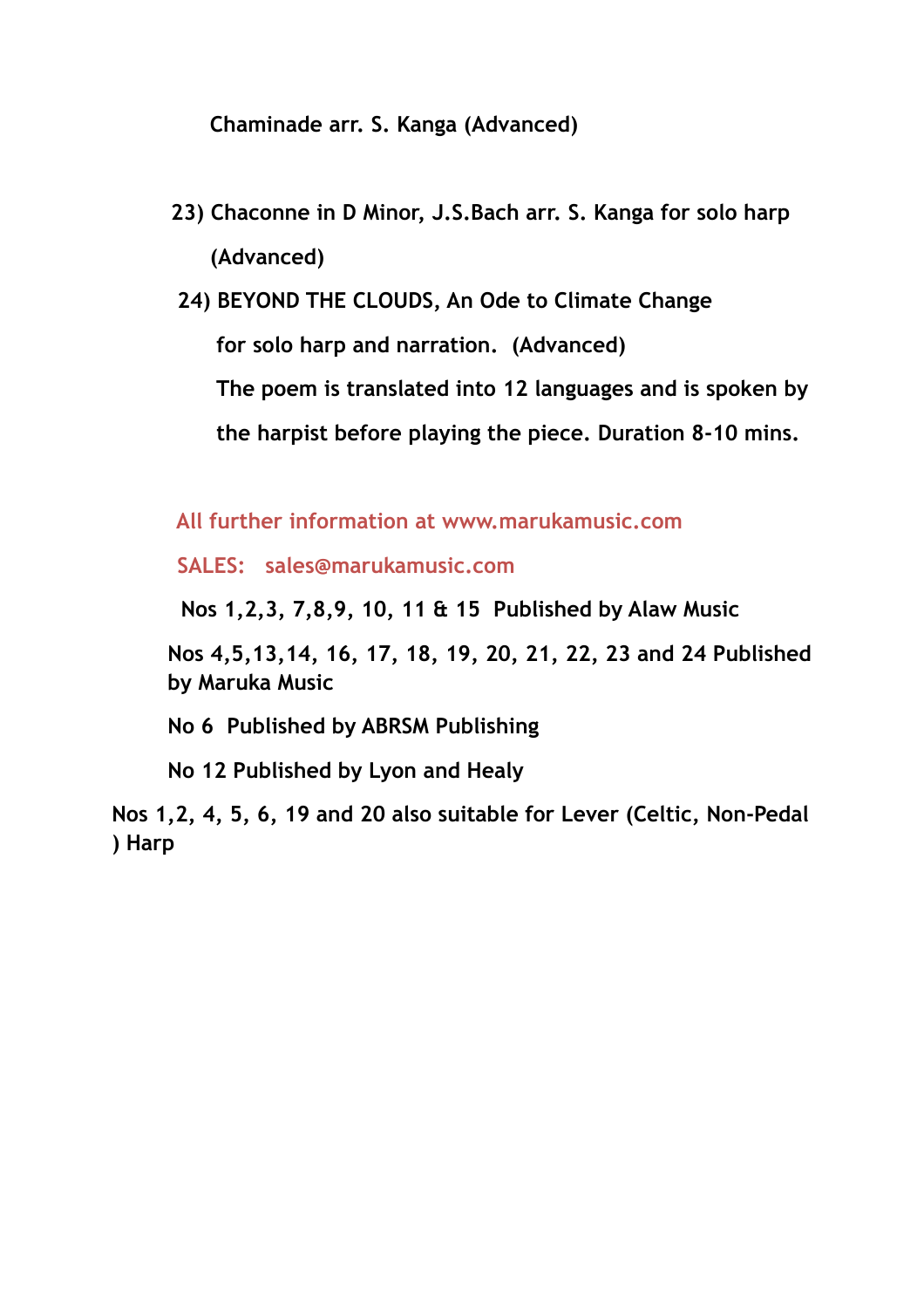**Chaminade arr. S. Kanga (Advanced)**

**23) Chaconne in D Minor, J.S.Bach arr. S. Kanga for solo harp (Advanced)**

**24) BEYOND THE CLOUDS, An Ode to Climate Change for solo harp and narration. (Advanced)**
**The poem is translated into 12 languages and is spoken by the harpist before playing the piece. Duration 8-10 mins.**

**All further information at www.marukamusic.com**

**SALES: sales@marukamusic.com**

**Nos 1,2,3, 7,8,9, 10, 11 & 15 Published by Alaw Music**

**Nos 4,5,13,14, 16, 17, 18, 19, 20, 21, 22, 23 and 24 Published by Maruka Music**

**No 6 Published by ABRSM Publishing**

**No 12 Published by Lyon and Healy**

**Nos 1,2, 4, 5, 6, 19 and 20 also suitable for Lever (Celtic, Non-Pedal ) Harp**